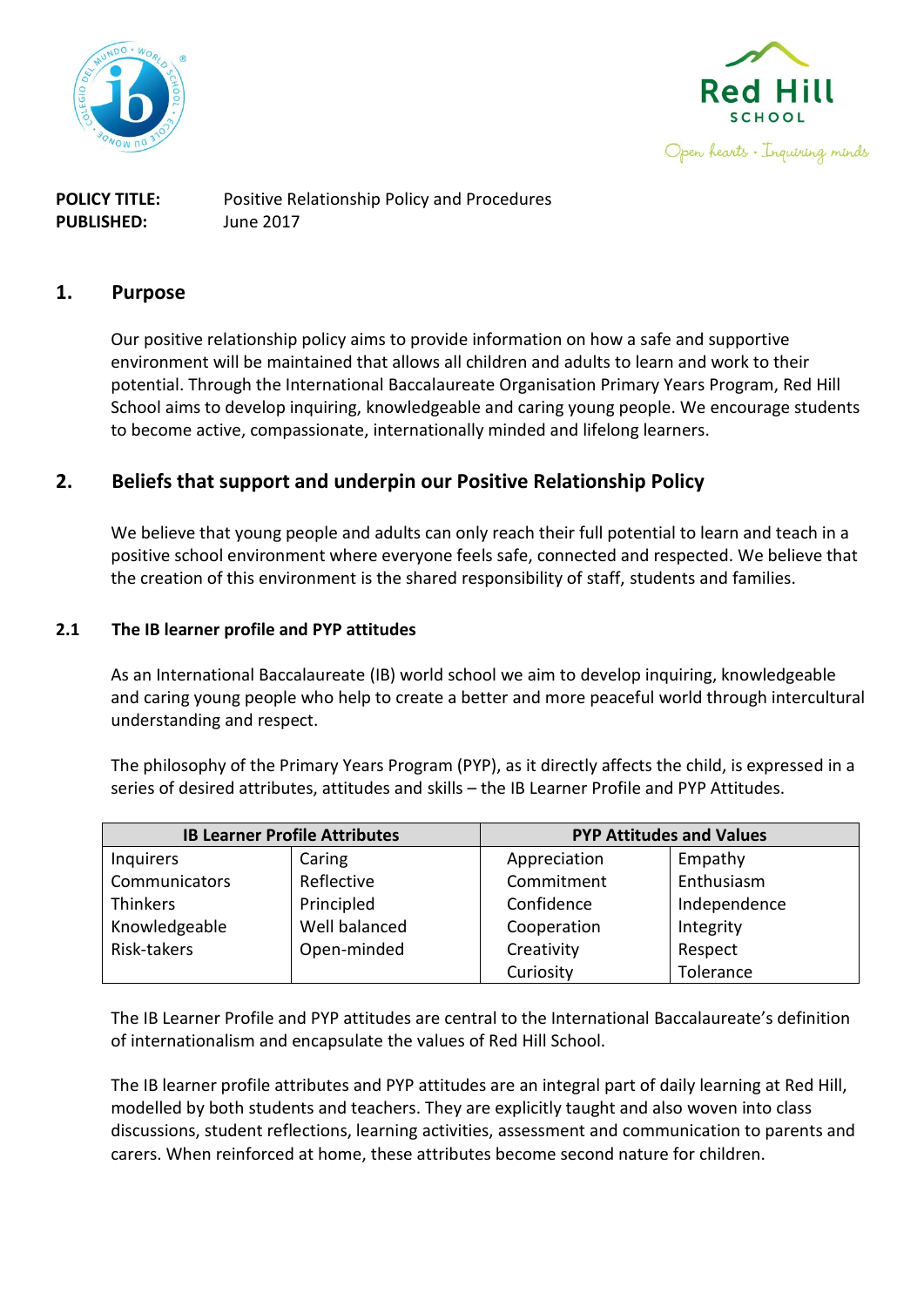**POLICY TITLE:** Positive Relationship Policy and Procedures
**PUBLISHED:** June 2017

## 1. Purpose

Our positive relationship policy aims to provide information on how a safe and supportive environment will be maintained that allows all children and adults to learn and work to their potential. Through the International Baccalaureate Organisation Primary Years Program, Red Hill School aims to develop inquiring, knowledgeable and caring young people. We encourage students to become active, compassionate, internationally minded and lifelong learners.

## 2. Beliefs that support and underpin our Positive Relationship Policy

We believe that young people and adults can only reach their full potential to learn and teach in a positive school environment where everyone feels safe, connected and respected. We believe that the creation of this environment is the shared responsibility of staff, students and families.

### 2.1 The IB learner profile and PYP attitudes

As an International Baccalaureate (IB) world school we aim to develop inquiring, knowledgeable and caring young people who help to create a better and more peaceful world through intercultural understanding and respect.

The philosophy of the Primary Years Program (PYP), as it directly affects the child, is expressed in a series of desired attributes, attitudes and skills – the IB Learner Profile and PYP Attitudes.

| IB Learner Profile Attributes | | PYP Attitudes and Values | |
|---|---|---|---|
| Inquirers | Caring | Appreciation | Empathy |
| Communicators | Reflective | Commitment | Enthusiasm |
| Thinkers | Principled | Confidence | Independence |
| Knowledgeable | Well balanced | Cooperation | Integrity |
| Risk-takers | Open-minded | Creativity | Respect |
| | | Curiosity | Tolerance |

The IB Learner Profile and PYP attitudes are central to the International Baccalaureate's definition of internationalism and encapsulate the values of Red Hill School.

The IB learner profile attributes and PYP attitudes are an integral part of daily learning at Red Hill, modelled by both students and teachers. They are explicitly taught and also woven into class discussions, student reflections, learning activities, assessment and communication to parents and carers. When reinforced at home, these attributes become second nature for children.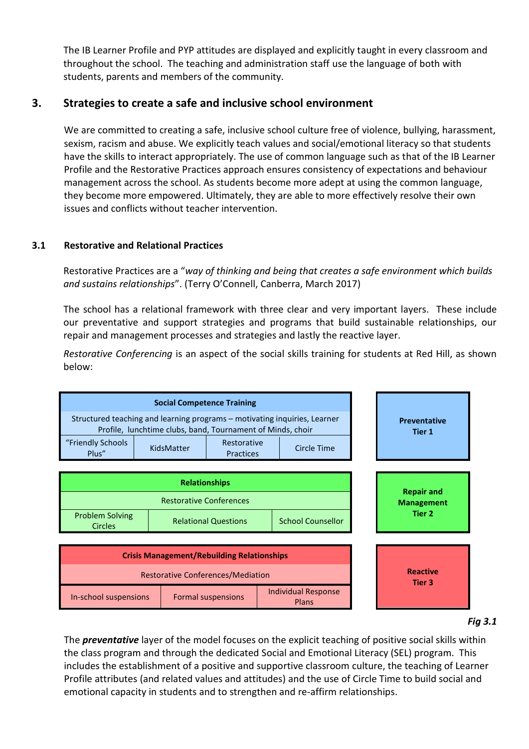The IB Learner Profile and PYP attitudes are displayed and explicitly taught in every classroom and throughout the school. The teaching and administration staff use the language of both with students, parents and members of the community.

## 3. Strategies to create a safe and inclusive school environment

We are committed to creating a safe, inclusive school culture free of violence, bullying, harassment, sexism, racism and abuse. We explicitly teach values and social/emotional literacy so that students have the skills to interact appropriately. The use of common language such as that of the IB Learner Profile and the Restorative Practices approach ensures consistency of expectations and behaviour management across the school. As students become more adept at using the common language, they become more empowered. Ultimately, they are able to more effectively resolve their own issues and conflicts without teacher intervention.

### 3.1 Restorative and Relational Practices

Restorative Practices are a "*way of thinking and being that creates a safe environment which builds and sustains relationships*". (Terry O'Connell, Canberra, March 2017)

The school has a relational framework with three clear and very important layers. These include our preventative and support strategies and programs that build sustainable relationships, our repair and management processes and strategies and lastly the reactive layer.

*Restorative Conferencing* is an aspect of the social skills training for students at Red Hill, as shown below:

| **Social Competence Training** | | | | **Preventative Tier 1** |
|---|---|---|---|---|
| Structured teaching and learning programs – motivating inquiries, Learner Profile, lunchtime clubs, band, Tournament of Minds, choir | | | | |
| "Friendly Schools Plus" | KidsMatter | Restorative Practices | Circle Time | |

| **Relationships** | | | **Repair and Management Tier 2** |
|---|---|---|---|
| Restorative Conferences | | | |
| Problem Solving Circles | Relational Questions | School Counsellor | |

| **Crisis Management/Rebuilding Relationships** | | | **Reactive Tier 3** |
|---|---|---|---|
| Restorative Conferences/Mediation | | | |
| In-school suspensions | Formal suspensions | Individual Response Plans | |

***Fig 3.1***

The ***preventative*** layer of the model focuses on the explicit teaching of positive social skills within the class program and through the dedicated Social and Emotional Literacy (SEL) program. This includes the establishment of a positive and supportive classroom culture, the teaching of Learner Profile attributes (and related values and attitudes) and the use of Circle Time to build social and emotional capacity in students and to strengthen and re-affirm relationships.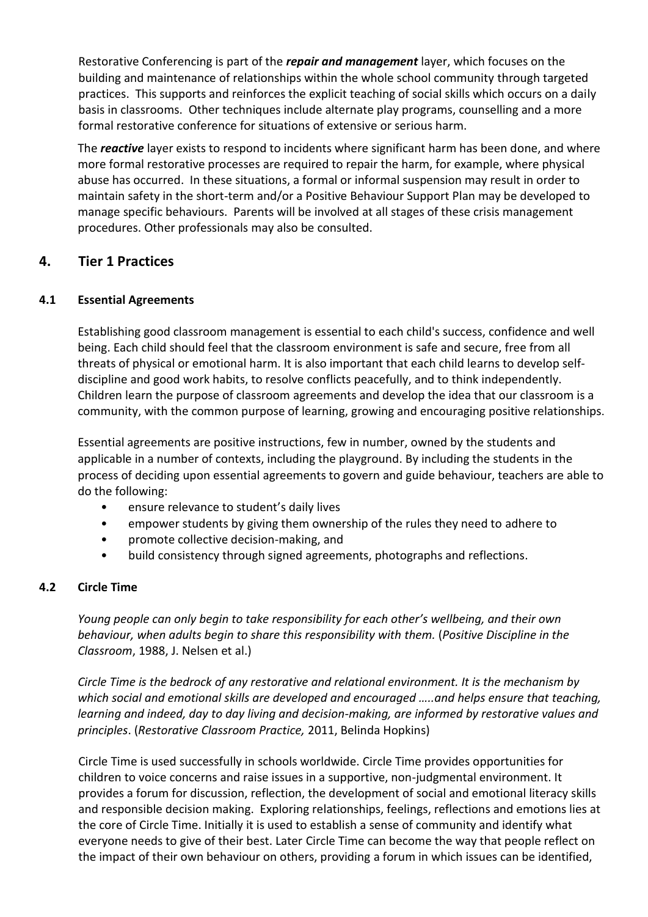Restorative Conferencing is part of the ***repair and management*** layer, which focuses on the building and maintenance of relationships within the whole school community through targeted practices. This supports and reinforces the explicit teaching of social skills which occurs on a daily basis in classrooms. Other techniques include alternate play programs, counselling and a more formal restorative conference for situations of extensive or serious harm.

The ***reactive*** layer exists to respond to incidents where significant harm has been done, and where more formal restorative processes are required to repair the harm, for example, where physical abuse has occurred. In these situations, a formal or informal suspension may result in order to maintain safety in the short-term and/or a Positive Behaviour Support Plan may be developed to manage specific behaviours. Parents will be involved at all stages of these crisis management procedures. Other professionals may also be consulted.

## 4. Tier 1 Practices

### 4.1 Essential Agreements

Establishing good classroom management is essential to each child's success, confidence and well being. Each child should feel that the classroom environment is safe and secure, free from all threats of physical or emotional harm. It is also important that each child learns to develop self-discipline and good work habits, to resolve conflicts peacefully, and to think independently. Children learn the purpose of classroom agreements and develop the idea that our classroom is a community, with the common purpose of learning, growing and encouraging positive relationships.

Essential agreements are positive instructions, few in number, owned by the students and applicable in a number of contexts, including the playground. By including the students in the process of deciding upon essential agreements to govern and guide behaviour, teachers are able to do the following:

- ensure relevance to student's daily lives
- empower students by giving them ownership of the rules they need to adhere to
- promote collective decision-making, and
- build consistency through signed agreements, photographs and reflections.

### 4.2 Circle Time

*Young people can only begin to take responsibility for each other's wellbeing, and their own behaviour, when adults begin to share this responsibility with them.* (*Positive Discipline in the Classroom*, 1988, J. Nelsen et al.)

*Circle Time is the bedrock of any restorative and relational environment. It is the mechanism by which social and emotional skills are developed and encouraged …..and helps ensure that teaching, learning and indeed, day to day living and decision-making, are informed by restorative values and principles*. (*Restorative Classroom Practice,* 2011, Belinda Hopkins)

Circle Time is used successfully in schools worldwide. Circle Time provides opportunities for children to voice concerns and raise issues in a supportive, non-judgmental environment. It provides a forum for discussion, reflection, the development of social and emotional literacy skills and responsible decision making. Exploring relationships, feelings, reflections and emotions lies at the core of Circle Time. Initially it is used to establish a sense of community and identify what everyone needs to give of their best. Later Circle Time can become the way that people reflect on the impact of their own behaviour on others, providing a forum in which issues can be identified,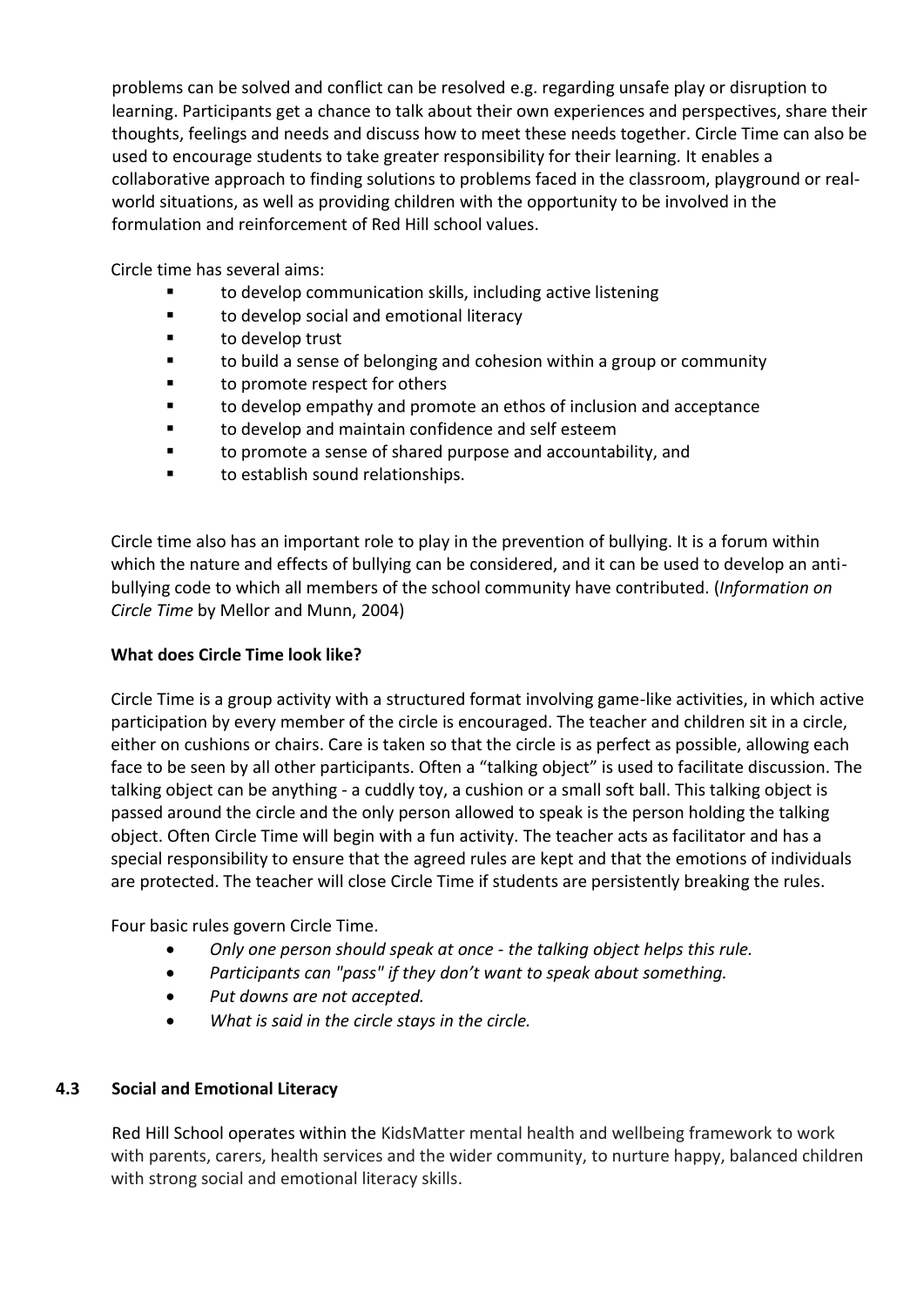problems can be solved and conflict can be resolved e.g. regarding unsafe play or disruption to learning. Participants get a chance to talk about their own experiences and perspectives, share their thoughts, feelings and needs and discuss how to meet these needs together. Circle Time can also be used to encourage students to take greater responsibility for their learning. It enables a collaborative approach to finding solutions to problems faced in the classroom, playground or real-world situations, as well as providing children with the opportunity to be involved in the formulation and reinforcement of Red Hill school values.

Circle time has several aims:

- to develop communication skills, including active listening
- to develop social and emotional literacy
- to develop trust
- to build a sense of belonging and cohesion within a group or community
- to promote respect for others
- to develop empathy and promote an ethos of inclusion and acceptance
- to develop and maintain confidence and self esteem
- to promote a sense of shared purpose and accountability, and
- to establish sound relationships.

Circle time also has an important role to play in the prevention of bullying. It is a forum within which the nature and effects of bullying can be considered, and it can be used to develop an anti-bullying code to which all members of the school community have contributed. (*Information on Circle Time* by Mellor and Munn, 2004)

**What does Circle Time look like?**

Circle Time is a group activity with a structured format involving game-like activities, in which active participation by every member of the circle is encouraged. The teacher and children sit in a circle, either on cushions or chairs. Care is taken so that the circle is as perfect as possible, allowing each face to be seen by all other participants. Often a "talking object" is used to facilitate discussion. The talking object can be anything - a cuddly toy, a cushion or a small soft ball. This talking object is passed around the circle and the only person allowed to speak is the person holding the talking object. Often Circle Time will begin with a fun activity. The teacher acts as facilitator and has a special responsibility to ensure that the agreed rules are kept and that the emotions of individuals are protected. The teacher will close Circle Time if students are persistently breaking the rules.

Four basic rules govern Circle Time.

- *Only one person should speak at once - the talking object helps this rule.*
- *Participants can "pass" if they don't want to speak about something.*
- *Put downs are not accepted.*
- *What is said in the circle stays in the circle.*

### 4.3 Social and Emotional Literacy

Red Hill School operates within the KidsMatter mental health and wellbeing framework to work with parents, carers, health services and the wider community, to nurture happy, balanced children with strong social and emotional literacy skills.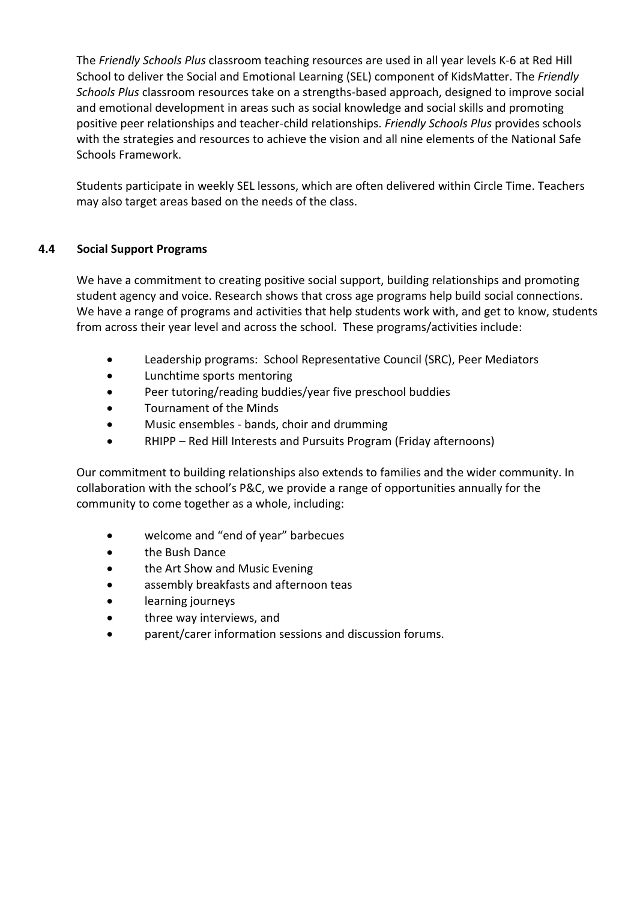The *Friendly Schools Plus* classroom teaching resources are used in all year levels K-6 at Red Hill School to deliver the Social and Emotional Learning (SEL) component of KidsMatter. The *Friendly Schools Plus* classroom resources take on a strengths-based approach, designed to improve social and emotional development in areas such as social knowledge and social skills and promoting positive peer relationships and teacher-child relationships. *Friendly Schools Plus* provides schools with the strategies and resources to achieve the vision and all nine elements of the National Safe Schools Framework.

Students participate in weekly SEL lessons, which are often delivered within Circle Time. Teachers may also target areas based on the needs of the class.

### 4.4 Social Support Programs

We have a commitment to creating positive social support, building relationships and promoting student agency and voice. Research shows that cross age programs help build social connections. We have a range of programs and activities that help students work with, and get to know, students from across their year level and across the school. These programs/activities include:

- Leadership programs: School Representative Council (SRC), Peer Mediators
- Lunchtime sports mentoring
- Peer tutoring/reading buddies/year five preschool buddies
- Tournament of the Minds
- Music ensembles - bands, choir and drumming
- RHIPP – Red Hill Interests and Pursuits Program (Friday afternoons)

Our commitment to building relationships also extends to families and the wider community. In collaboration with the school's P&C, we provide a range of opportunities annually for the community to come together as a whole, including:

- welcome and "end of year" barbecues
- the Bush Dance
- the Art Show and Music Evening
- assembly breakfasts and afternoon teas
- learning journeys
- three way interviews, and
- parent/carer information sessions and discussion forums.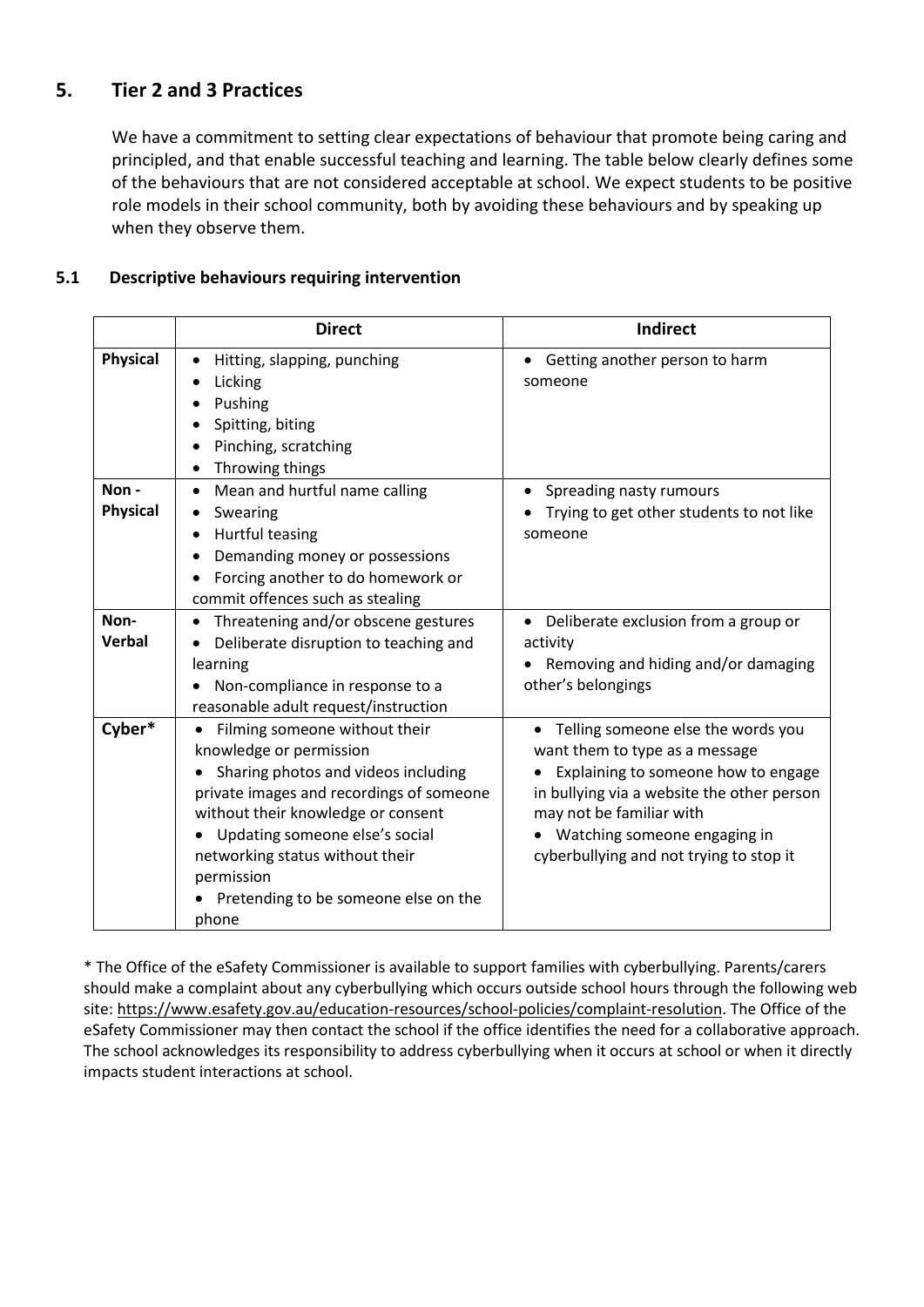## 5. Tier 2 and 3 Practices

We have a commitment to setting clear expectations of behaviour that promote being caring and principled, and that enable successful teaching and learning. The table below clearly defines some of the behaviours that are not considered acceptable at school. We expect students to be positive role models in their school community, both by avoiding these behaviours and by speaking up when they observe them.

### 5.1 Descriptive behaviours requiring intervention

| | Direct | Indirect |
|---|---|---|
| **Physical** | • Hitting, slapping, punching<br>• Licking<br>• Pushing<br>• Spitting, biting<br>• Pinching, scratching<br>• Throwing things | • Getting another person to harm someone |
| **Non - Physical** | • Mean and hurtful name calling<br>• Swearing<br>• Hurtful teasing<br>• Demanding money or possessions<br>• Forcing another to do homework or commit offences such as stealing | • Spreading nasty rumours<br>• Trying to get other students to not like someone |
| **Non-Verbal** | • Threatening and/or obscene gestures<br>• Deliberate disruption to teaching and learning<br>• Non-compliance in response to a reasonable adult request/instruction | • Deliberate exclusion from a group or activity<br>• Removing and hiding and/or damaging other's belongings |
| **Cyber*** | • Filming someone without their knowledge or permission<br>• Sharing photos and videos including private images and recordings of someone without their knowledge or consent<br>• Updating someone else's social networking status without their permission<br>• Pretending to be someone else on the phone | • Telling someone else the words you want them to type as a message<br>• Explaining to someone how to engage in bullying via a website the other person may not be familiar with<br>• Watching someone engaging in cyberbullying and not trying to stop it |

* The Office of the eSafety Commissioner is available to support families with cyberbullying. Parents/carers should make a complaint about any cyberbullying which occurs outside school hours through the following web site: https://www.esafety.gov.au/education-resources/school-policies/complaint-resolution. The Office of the eSafety Commissioner may then contact the school if the office identifies the need for a collaborative approach. The school acknowledges its responsibility to address cyberbullying when it occurs at school or when it directly impacts student interactions at school.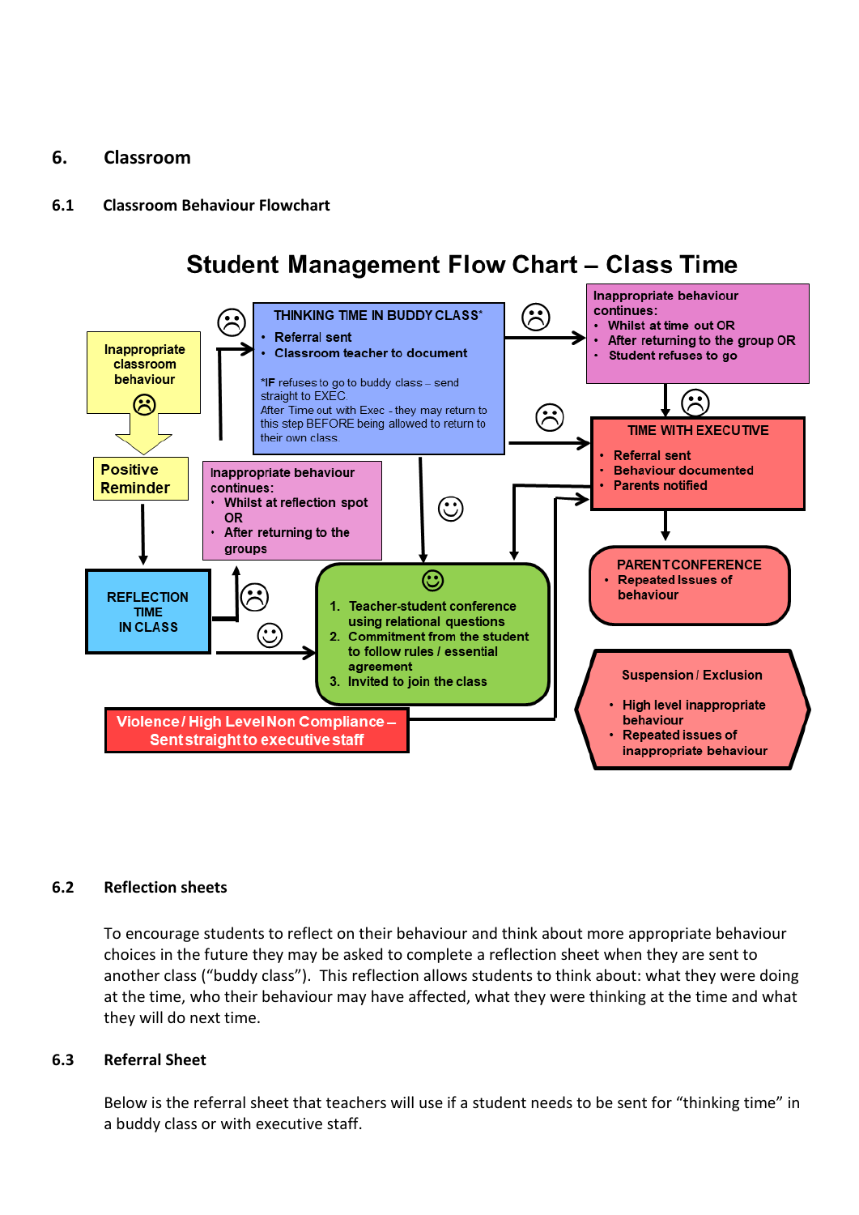## 6. Classroom

### 6.1 Classroom Behaviour Flowchart

**Student Management Flow Chart – Class Time**

Inappropriate classroom behaviour ☹

Positive Reminder

REFLECTION TIME IN CLASS

Inappropriate behaviour continues:
- Whilst at reflection spot OR
- After returning to the groups

THINKING TIME IN BUDDY CLASS*
- Referral sent
- Classroom teacher to document

*IF refuses to go to buddy class – send straight to EXEC.
After Time out with Exec - they may return to this step BEFORE being allowed to return to their own class.

1. Teacher-student conference using relational questions
2. Commitment from the student to follow rules / essential agreement
3. Invited to join the class

Inappropriate behaviour continues:
- Whilst at time out OR
- After returning to the group OR
- Student refuses to go

TIME WITH EXECUTIVE
- Referral sent
- Behaviour documented
- Parents notified

PARENT CONFERENCE
- Repeated Issues of behaviour

Suspension / Exclusion
- High level inappropriate behaviour
- Repeated issues of inappropriate behaviour

Violence / High Level Non Compliance – Sent straight to executive staff

### 6.2 Reflection sheets

To encourage students to reflect on their behaviour and think about more appropriate behaviour choices in the future they may be asked to complete a reflection sheet when they are sent to another class ("buddy class"). This reflection allows students to think about: what they were doing at the time, who their behaviour may have affected, what they were thinking at the time and what they will do next time.

### 6.3 Referral Sheet

Below is the referral sheet that teachers will use if a student needs to be sent for "thinking time" in a buddy class or with executive staff.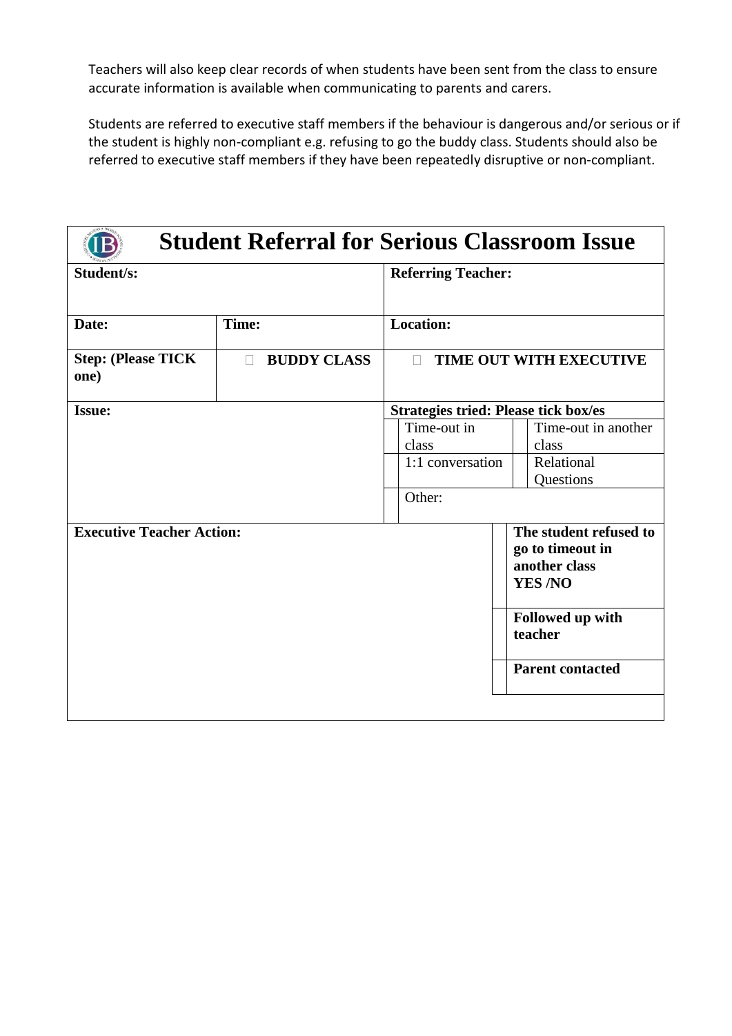Teachers will also keep clear records of when students have been sent from the class to ensure accurate information is available when communicating to parents and carers.

Students are referred to executive staff members if the behaviour is dangerous and/or serious or if the student is highly non-compliant e.g. refusing to go the buddy class. Students should also be referred to executive staff members if they have been repeatedly disruptive or non-compliant.

## Student Referral for Serious Classroom Issue

| **Student/s:** | | **Referring Teacher:** | | | |
|---|---|---|---|---|---|
| **Date:** | **Time:** | **Location:** | | | |
| **Step: (Please TICK one)** | ☐ **BUDDY CLASS** | ☐ **TIME OUT WITH EXECUTIVE** | | | |
| **Issue:** | | **Strategies tried: Please tick box/es** | | | |
| | | ☐ | Time-out in class | ☐ | Time-out in another class |
| | | ☐ | 1:1 conversation | ☐ | Relational Questions |
| | | ☐ | Other: | | |
| **Executive Teacher Action:** | | | | ☐ | **The student refused to go to timeout in another class YES /NO** |
| | | | | ☐ | **Followed up with teacher** |
| | | | | ☐ | **Parent contacted** |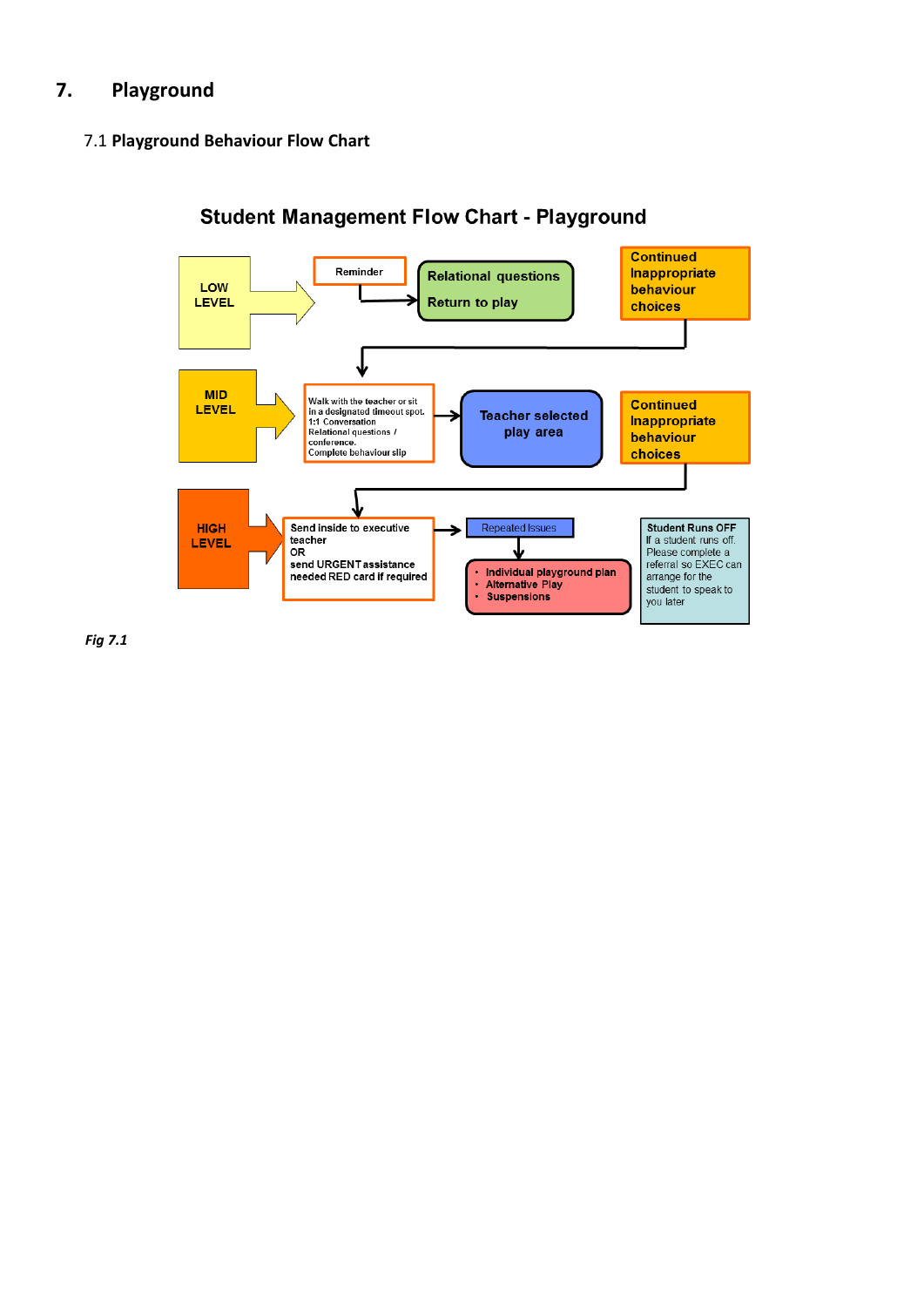# 7. Playground

## 7.1 Playground Behaviour Flow Chart

### Student Management Flow Chart - Playground

**LOW LEVEL**

- Reminder
- Relational questions
- Return to play
- Continued Inappropriate behaviour choices

**MID LEVEL**

- Walk with the teacher or sit in a designated timeout spot. 1:1 Conversation. Relational questions / conference. Complete behaviour slip
- Teacher selected play area
- Continued Inappropriate behaviour choices

**HIGH LEVEL**

- Send inside to executive teacher OR send URGENT assistance needed RED card if required
- Repeated Issues
  - Individual playground plan
  - Alternative Play
  - Suspensions

**Student Runs OFF**
If a student runs off. Please complete a referral so EXEC can arrange for the student to speak to you later

*Fig 7.1*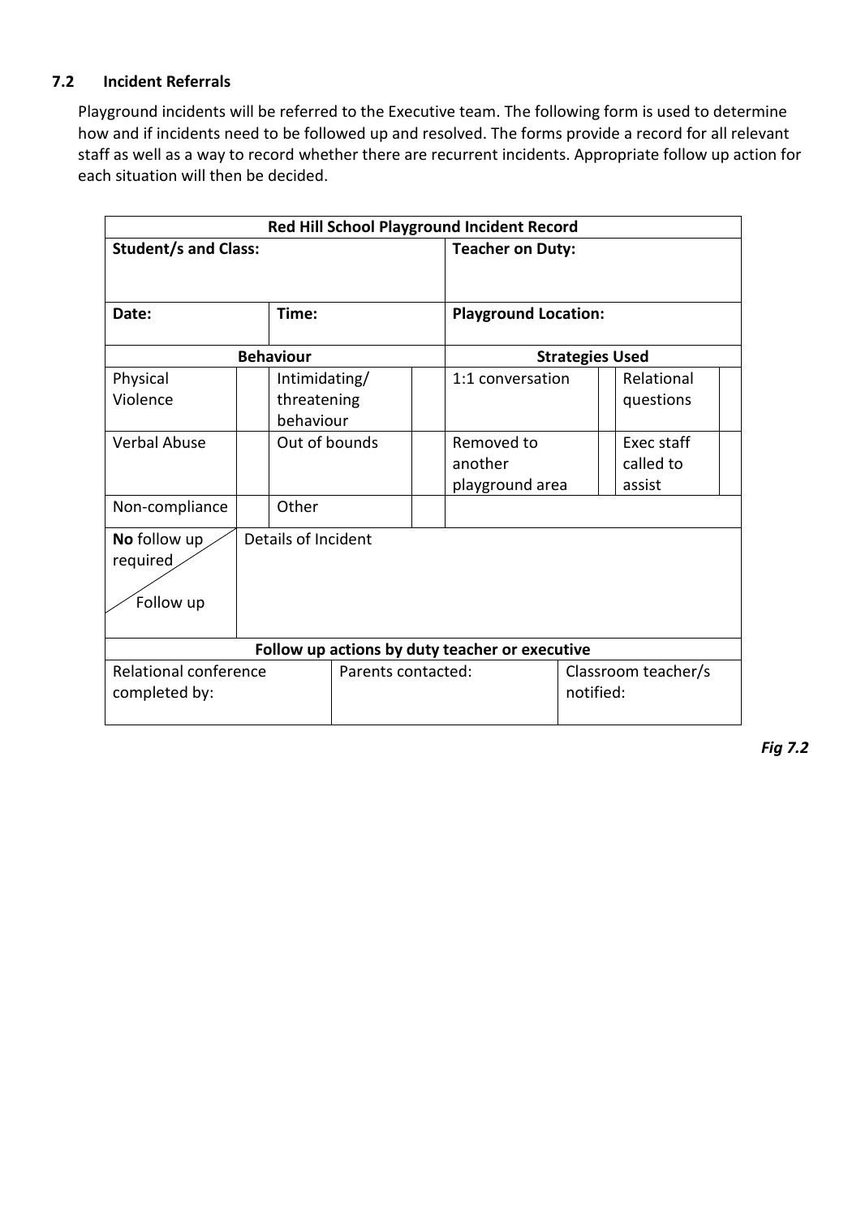### 7.2 Incident Referrals

Playground incidents will be referred to the Executive team. The following form is used to determine how and if incidents need to be followed up and resolved. The forms provide a record for all relevant staff as well as a way to record whether there are recurrent incidents. Appropriate follow up action for each situation will then be decided.

| **Red Hill School Playground Incident Record** | | | | | | | |
|---|---|---|---|---|---|---|---|
| **Student/s and Class:** | | | | **Teacher on Duty:** | | | |
| **Date:** | | **Time:** | | **Playground Location:** | | | |
| **Behaviour** | | | | **Strategies Used** | | | |
| Physical Violence | | Intimidating/ threatening behaviour | | 1:1 conversation | | Relational questions | |
| Verbal Abuse | | Out of bounds | | Removed to another playground area | | Exec staff called to assist | |
| Non-compliance | | Other | | | | | |
| **No** follow up required / Follow up | Details of Incident | | | | | | |
| **Follow up actions by duty teacher or executive** | | | | | | | |
| Relational conference completed by: | | | Parents contacted: | | Classroom teacher/s notified: | | |

*Fig 7.2*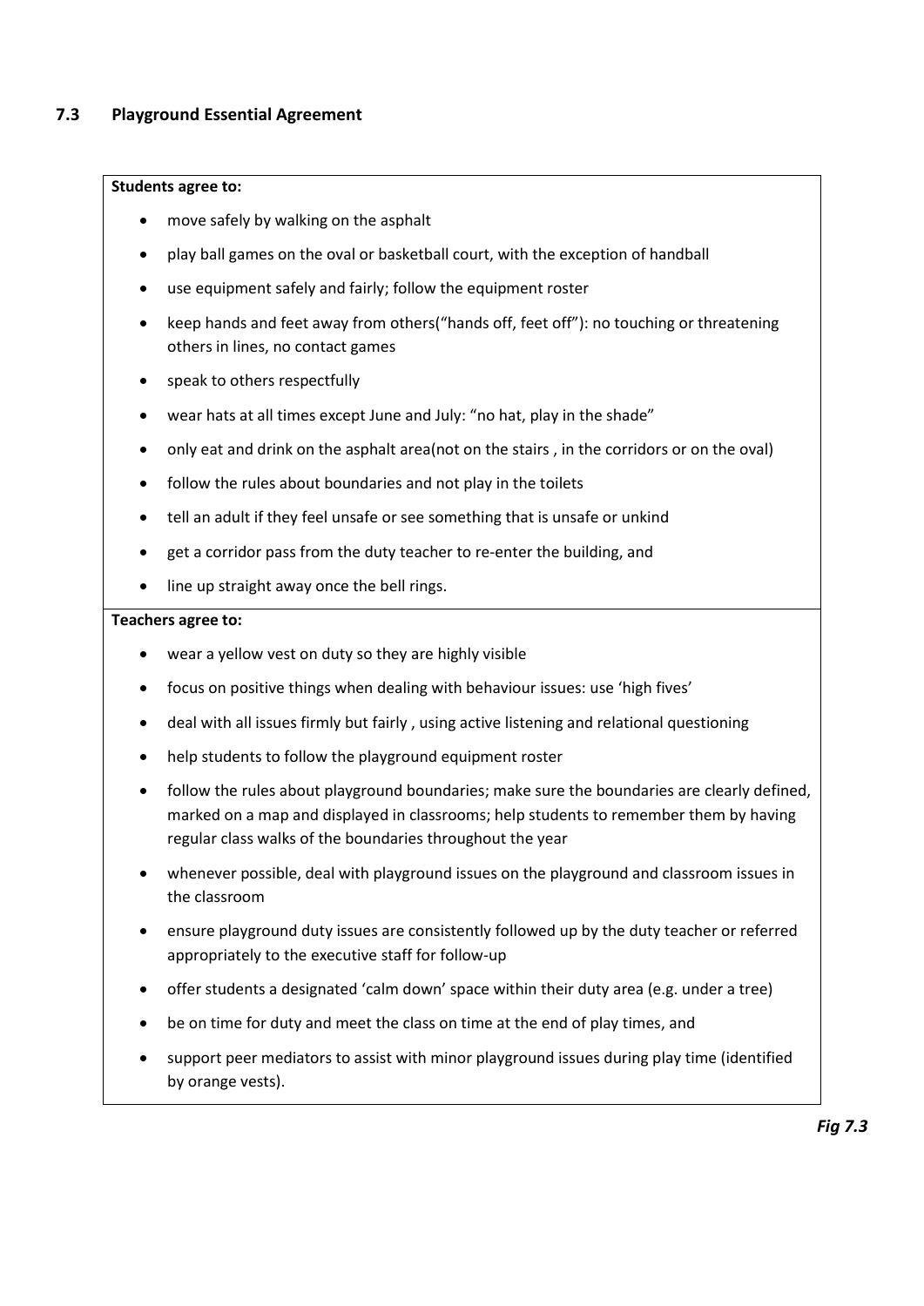## 7.3 Playground Essential Agreement

**Students agree to:**

- move safely by walking on the asphalt
- play ball games on the oval or basketball court, with the exception of handball
- use equipment safely and fairly; follow the equipment roster
- keep hands and feet away from others("hands off, feet off"): no touching or threatening others in lines, no contact games
- speak to others respectfully
- wear hats at all times except June and July: "no hat, play in the shade"
- only eat and drink on the asphalt area(not on the stairs , in the corridors or on the oval)
- follow the rules about boundaries and not play in the toilets
- tell an adult if they feel unsafe or see something that is unsafe or unkind
- get a corridor pass from the duty teacher to re-enter the building, and
- line up straight away once the bell rings.

**Teachers agree to:**

- wear a yellow vest on duty so they are highly visible
- focus on positive things when dealing with behaviour issues: use 'high fives'
- deal with all issues firmly but fairly , using active listening and relational questioning
- help students to follow the playground equipment roster
- follow the rules about playground boundaries; make sure the boundaries are clearly defined, marked on a map and displayed in classrooms; help students to remember them by having regular class walks of the boundaries throughout the year
- whenever possible, deal with playground issues on the playground and classroom issues in the classroom
- ensure playground duty issues are consistently followed up by the duty teacher or referred appropriately to the executive staff for follow-up
- offer students a designated 'calm down' space within their duty area (e.g. under a tree)
- be on time for duty and meet the class on time at the end of play times, and
- support peer mediators to assist with minor playground issues during play time (identified by orange vests).

***Fig 7.3***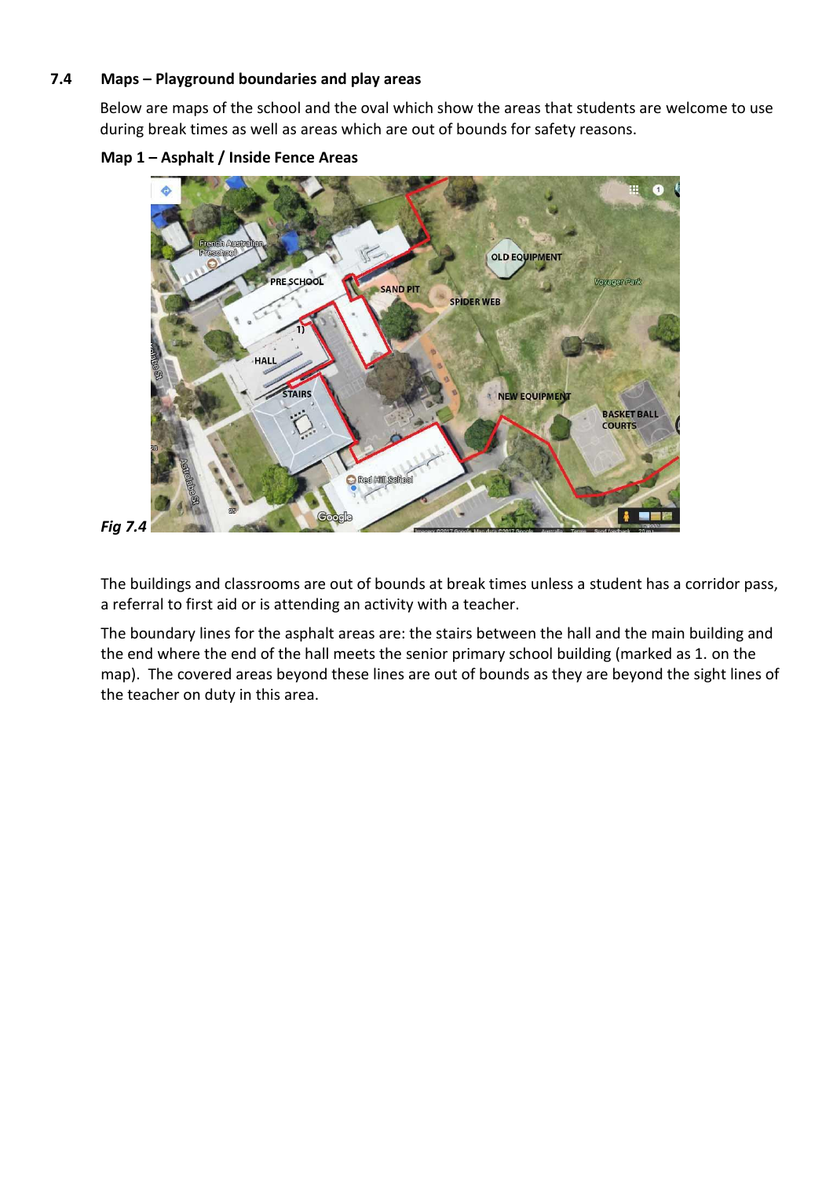## 7.4 Maps – Playground boundaries and play areas

Below are maps of the school and the oval which show the areas that students are welcome to use during break times as well as areas which are out of bounds for safety reasons.

**Map 1 – Asphalt / Inside Fence Areas**

***Fig 7.4***

The buildings and classrooms are out of bounds at break times unless a student has a corridor pass, a referral to first aid or is attending an activity with a teacher.

The boundary lines for the asphalt areas are: the stairs between the hall and the main building and the end where the end of the hall meets the senior primary school building (marked as 1. on the map). The covered areas beyond these lines are out of bounds as they are beyond the sight lines of the teacher on duty in this area.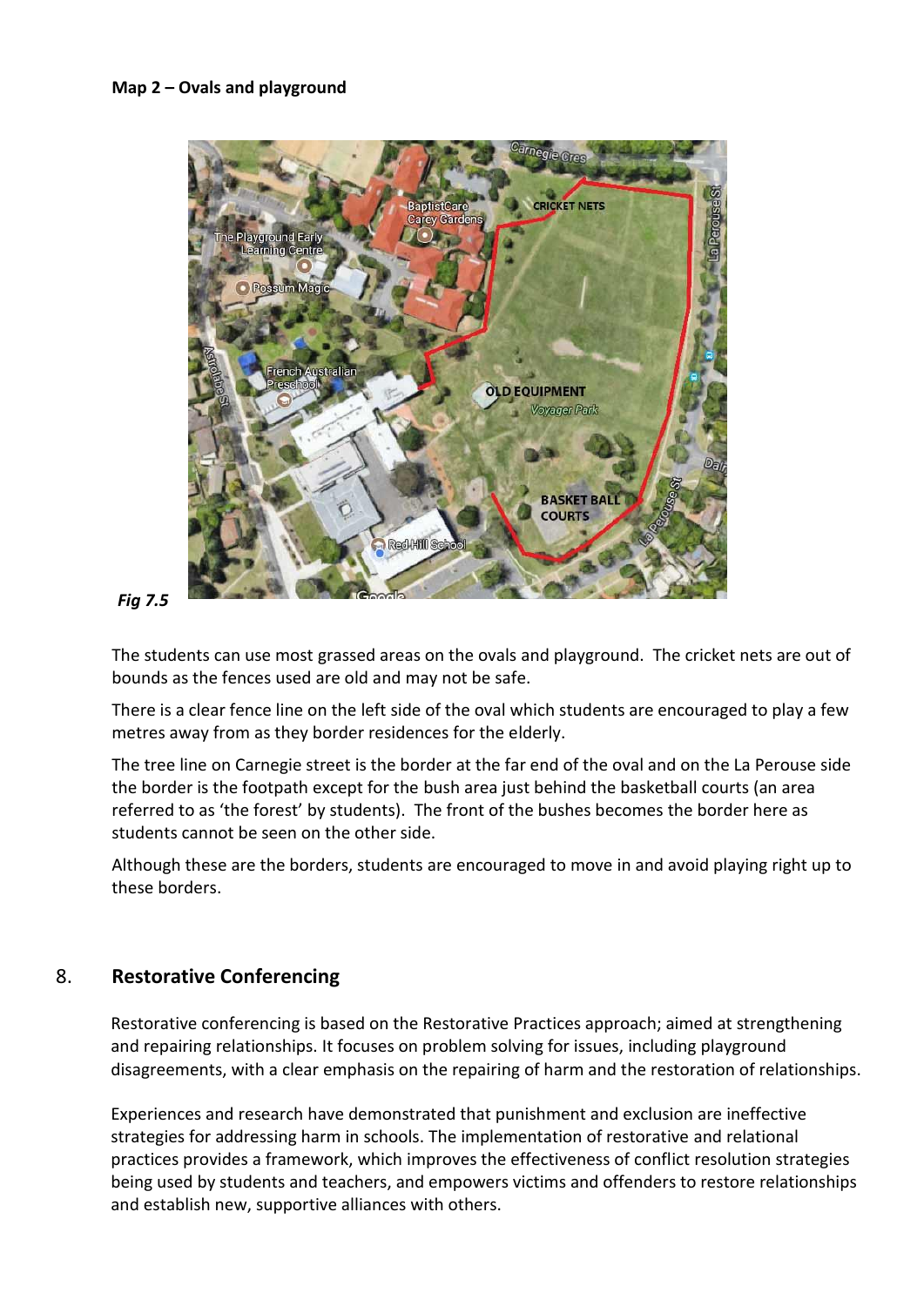**Map 2 – Ovals and playground**

*Fig 7.5*

The students can use most grassed areas on the ovals and playground. The cricket nets are out of bounds as the fences used are old and may not be safe.

There is a clear fence line on the left side of the oval which students are encouraged to play a few metres away from as they border residences for the elderly.

The tree line on Carnegie street is the border at the far end of the oval and on the La Perouse side the border is the footpath except for the bush area just behind the basketball courts (an area referred to as 'the forest' by students). The front of the bushes becomes the border here as students cannot be seen on the other side.

Although these are the borders, students are encouraged to move in and avoid playing right up to these borders.

## 8. Restorative Conferencing

Restorative conferencing is based on the Restorative Practices approach; aimed at strengthening and repairing relationships. It focuses on problem solving for issues, including playground disagreements, with a clear emphasis on the repairing of harm and the restoration of relationships.

Experiences and research have demonstrated that punishment and exclusion are ineffective strategies for addressing harm in schools. The implementation of restorative and relational practices provides a framework, which improves the effectiveness of conflict resolution strategies being used by students and teachers, and empowers victims and offenders to restore relationships and establish new, supportive alliances with others.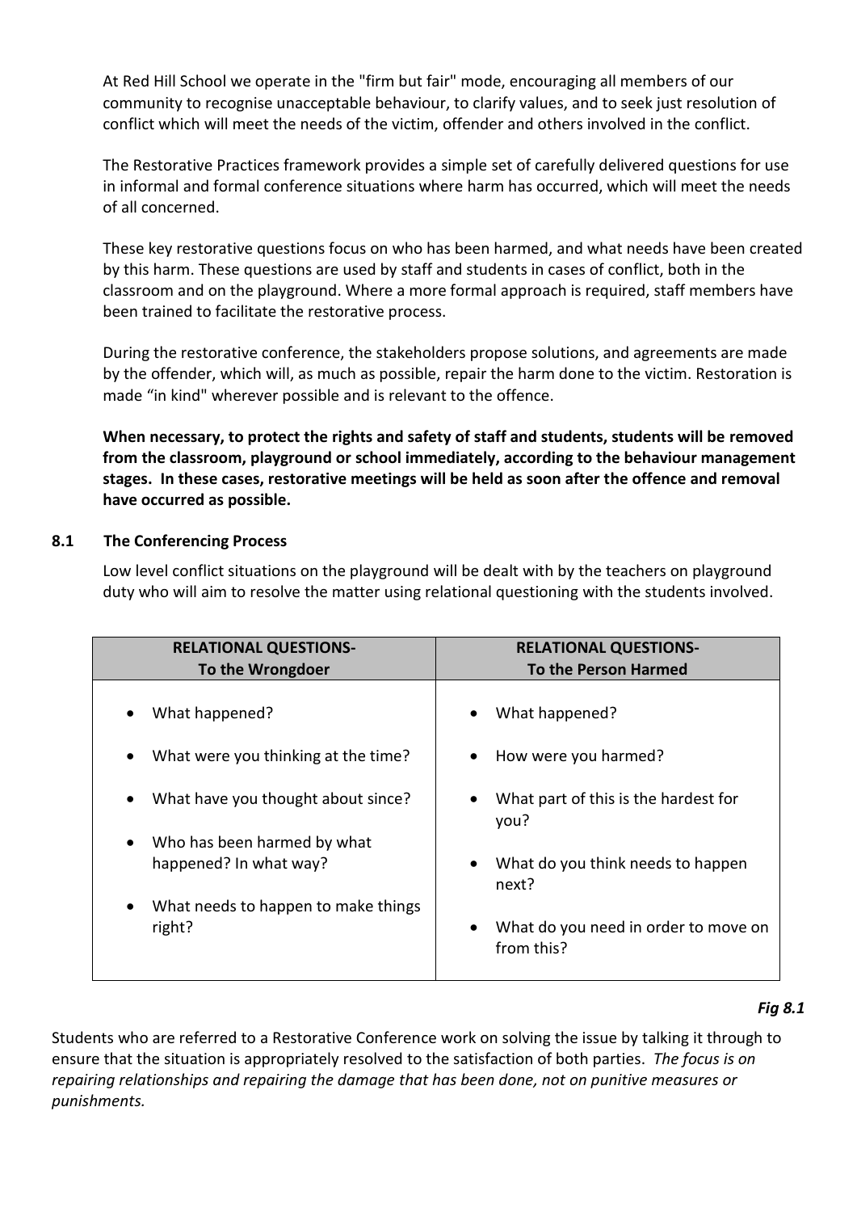At Red Hill School we operate in the "firm but fair" mode, encouraging all members of our community to recognise unacceptable behaviour, to clarify values, and to seek just resolution of conflict which will meet the needs of the victim, offender and others involved in the conflict.

The Restorative Practices framework provides a simple set of carefully delivered questions for use in informal and formal conference situations where harm has occurred, which will meet the needs of all concerned.

These key restorative questions focus on who has been harmed, and what needs have been created by this harm. These questions are used by staff and students in cases of conflict, both in the classroom and on the playground. Where a more formal approach is required, staff members have been trained to facilitate the restorative process.

During the restorative conference, the stakeholders propose solutions, and agreements are made by the offender, which will, as much as possible, repair the harm done to the victim. Restoration is made "in kind" wherever possible and is relevant to the offence.

**When necessary, to protect the rights and safety of staff and students, students will be removed from the classroom, playground or school immediately, according to the behaviour management stages. In these cases, restorative meetings will be held as soon after the offence and removal have occurred as possible.**

### 8.1 The Conferencing Process

Low level conflict situations on the playground will be dealt with by the teachers on playground duty who will aim to resolve the matter using relational questioning with the students involved.

| RELATIONAL QUESTIONS- To the Wrongdoer | RELATIONAL QUESTIONS- To the Person Harmed |
|---|---|
| • What happened?<br>• What were you thinking at the time?<br>• What have you thought about since?<br>• Who has been harmed by what happened? In what way?<br>• What needs to happen to make things right? | • What happened?<br>• How were you harmed?<br>• What part of this is the hardest for you?<br>• What do you think needs to happen next?<br>• What do you need in order to move on from this? |

***Fig 8.1***

Students who are referred to a Restorative Conference work on solving the issue by talking it through to ensure that the situation is appropriately resolved to the satisfaction of both parties. *The focus is on repairing relationships and repairing the damage that has been done, not on punitive measures or punishments.*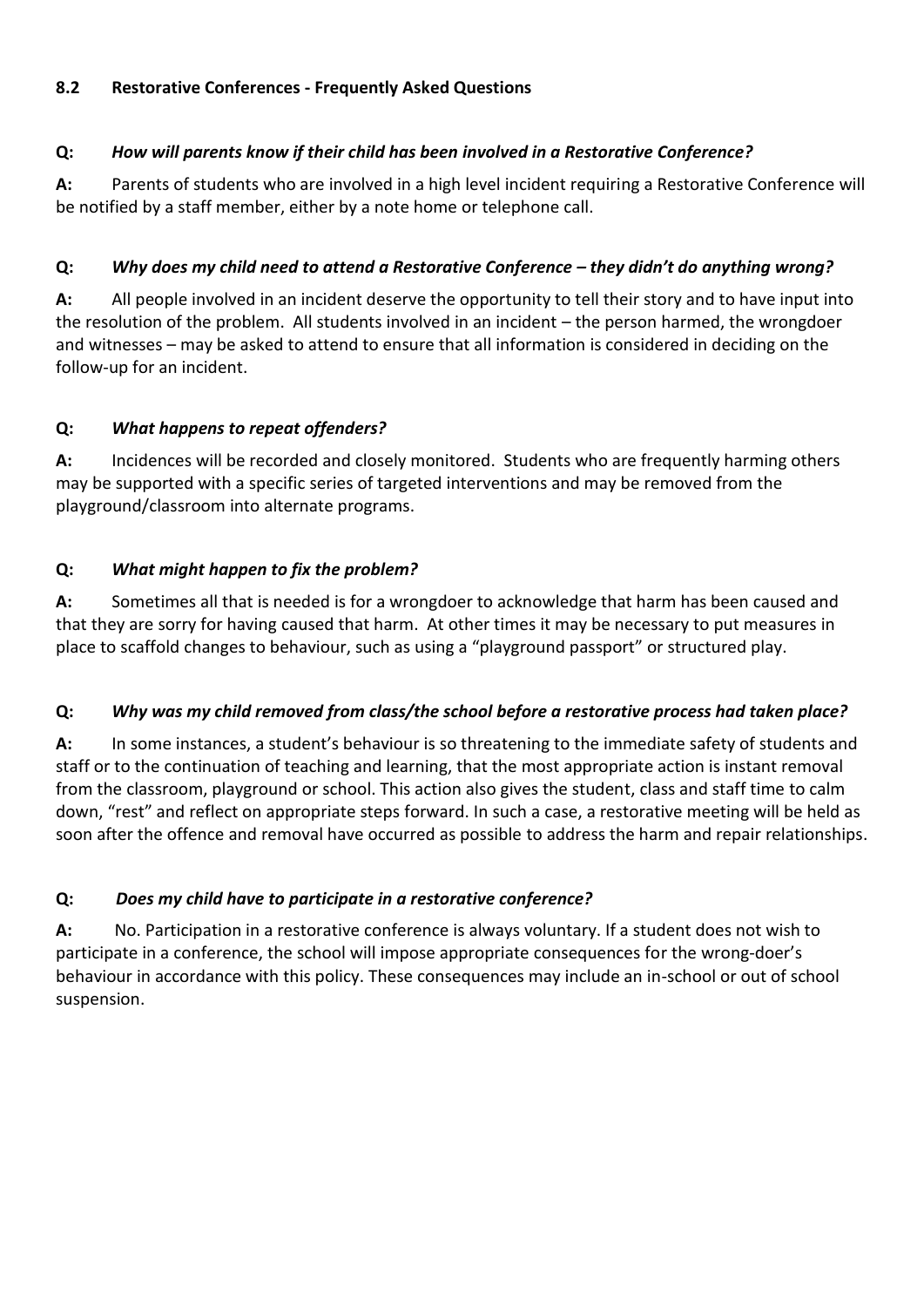### 8.2 Restorative Conferences - Frequently Asked Questions

**Q:** ***How will parents know if their child has been involved in a Restorative Conference?***

**A:** Parents of students who are involved in a high level incident requiring a Restorative Conference will be notified by a staff member, either by a note home or telephone call.

**Q:** ***Why does my child need to attend a Restorative Conference – they didn't do anything wrong?***

**A:** All people involved in an incident deserve the opportunity to tell their story and to have input into the resolution of the problem. All students involved in an incident – the person harmed, the wrongdoer and witnesses – may be asked to attend to ensure that all information is considered in deciding on the follow-up for an incident.

**Q:** ***What happens to repeat offenders?***

**A:** Incidences will be recorded and closely monitored. Students who are frequently harming others may be supported with a specific series of targeted interventions and may be removed from the playground/classroom into alternate programs.

**Q:** ***What might happen to fix the problem?***

**A:** Sometimes all that is needed is for a wrongdoer to acknowledge that harm has been caused and that they are sorry for having caused that harm. At other times it may be necessary to put measures in place to scaffold changes to behaviour, such as using a "playground passport" or structured play.

**Q:** ***Why was my child removed from class/the school before a restorative process had taken place?***

**A:** In some instances, a student's behaviour is so threatening to the immediate safety of students and staff or to the continuation of teaching and learning, that the most appropriate action is instant removal from the classroom, playground or school. This action also gives the student, class and staff time to calm down, "rest" and reflect on appropriate steps forward. In such a case, a restorative meeting will be held as soon after the offence and removal have occurred as possible to address the harm and repair relationships.

**Q:** ***Does my child have to participate in a restorative conference?***

**A:** No. Participation in a restorative conference is always voluntary. If a student does not wish to participate in a conference, the school will impose appropriate consequences for the wrong-doer's behaviour in accordance with this policy. These consequences may include an in-school or out of school suspension.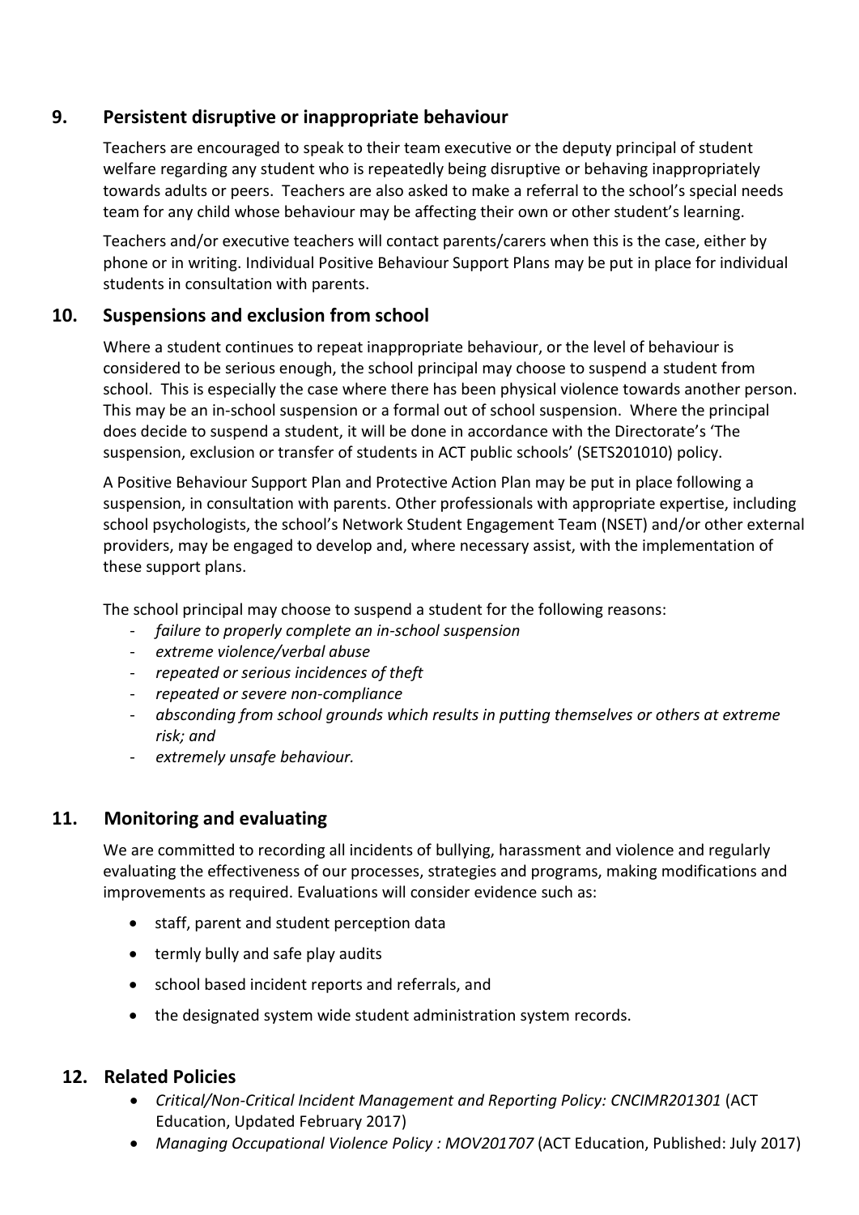## 9. Persistent disruptive or inappropriate behaviour

Teachers are encouraged to speak to their team executive or the deputy principal of student welfare regarding any student who is repeatedly being disruptive or behaving inappropriately towards adults or peers. Teachers are also asked to make a referral to the school's special needs team for any child whose behaviour may be affecting their own or other student's learning.

Teachers and/or executive teachers will contact parents/carers when this is the case, either by phone or in writing. Individual Positive Behaviour Support Plans may be put in place for individual students in consultation with parents.

## 10. Suspensions and exclusion from school

Where a student continues to repeat inappropriate behaviour, or the level of behaviour is considered to be serious enough, the school principal may choose to suspend a student from school. This is especially the case where there has been physical violence towards another person. This may be an in-school suspension or a formal out of school suspension. Where the principal does decide to suspend a student, it will be done in accordance with the Directorate's 'The suspension, exclusion or transfer of students in ACT public schools' (SETS201010) policy.

A Positive Behaviour Support Plan and Protective Action Plan may be put in place following a suspension, in consultation with parents. Other professionals with appropriate expertise, including school psychologists, the school's Network Student Engagement Team (NSET) and/or other external providers, may be engaged to develop and, where necessary assist, with the implementation of these support plans.

The school principal may choose to suspend a student for the following reasons:

- *failure to properly complete an in-school suspension*
- *extreme violence/verbal abuse*
- *repeated or serious incidences of theft*
- *repeated or severe non-compliance*
- *absconding from school grounds which results in putting themselves or others at extreme risk; and*
- *extremely unsafe behaviour.*

## 11. Monitoring and evaluating

We are committed to recording all incidents of bullying, harassment and violence and regularly evaluating the effectiveness of our processes, strategies and programs, making modifications and improvements as required. Evaluations will consider evidence such as:

- staff, parent and student perception data
- termly bully and safe play audits
- school based incident reports and referrals, and
- the designated system wide student administration system records.

## 12. Related Policies

- *Critical/Non-Critical Incident Management and Reporting Policy: CNCIMR201301* (ACT Education, Updated February 2017)
- *Managing Occupational Violence Policy : MOV201707* (ACT Education, Published: July 2017)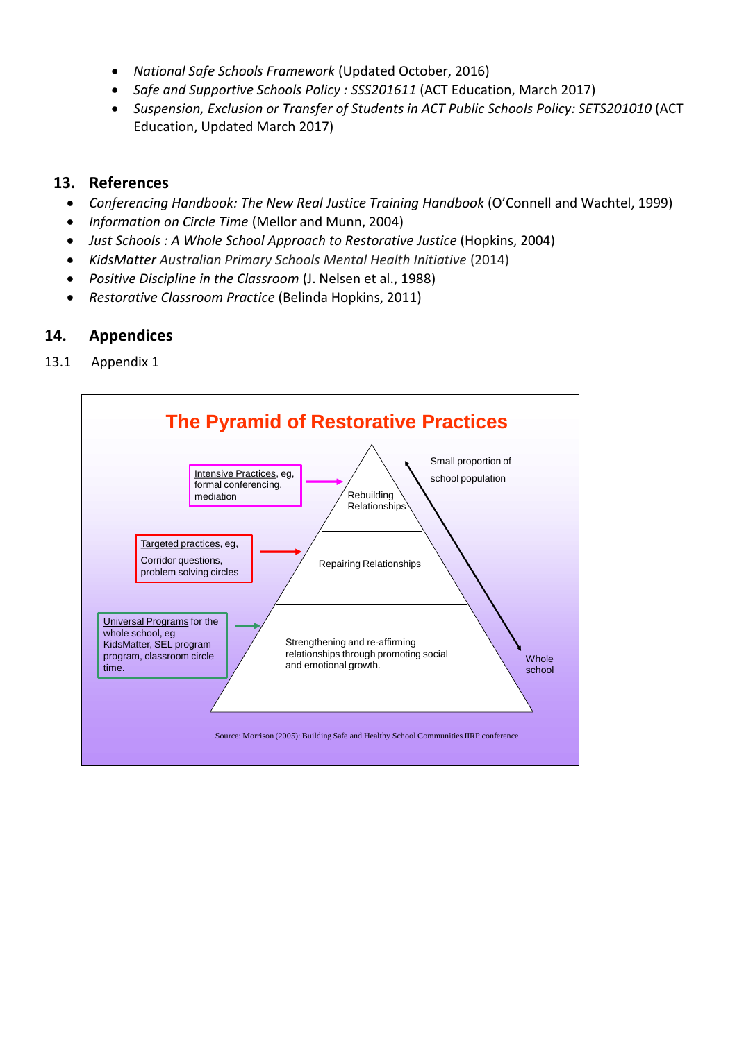- *National Safe Schools Framework* (Updated October, 2016)
- *Safe and Supportive Schools Policy : SSS201611* (ACT Education, March 2017)
- *Suspension, Exclusion or Transfer of Students in ACT Public Schools Policy: SETS201010* (ACT Education, Updated March 2017)

## 13. References

- *Conferencing Handbook: The New Real Justice Training Handbook* (O'Connell and Wachtel, 1999)
- *Information on Circle Time* (Mellor and Munn, 2004)
- *Just Schools : A Whole School Approach to Restorative Justice* (Hopkins, 2004)
- *KidsMatter Australian Primary Schools Mental Health Initiative* (2014)
- *Positive Discipline in the Classroom* (J. Nelsen et al., 1988)
- *Restorative Classroom Practice* (Belinda Hopkins, 2011)

## 14. Appendices

13.1 Appendix 1

**The Pyramid of Restorative Practices**

- Intensive Practices, eg, formal conferencing, mediation → Rebuilding Relationships
- Targeted practices, eg, Corridor questions, problem solving circles → Repairing Relationships
- Universal Programs for the whole school, eg KidsMatter, SEL program program, classroom circle time. → Strengthening and re-affirming relationships through promoting social and emotional growth.

Small proportion of school population ↔ Whole school

Source: Morrison (2005): Building Safe and Healthy School Communities IIRP conference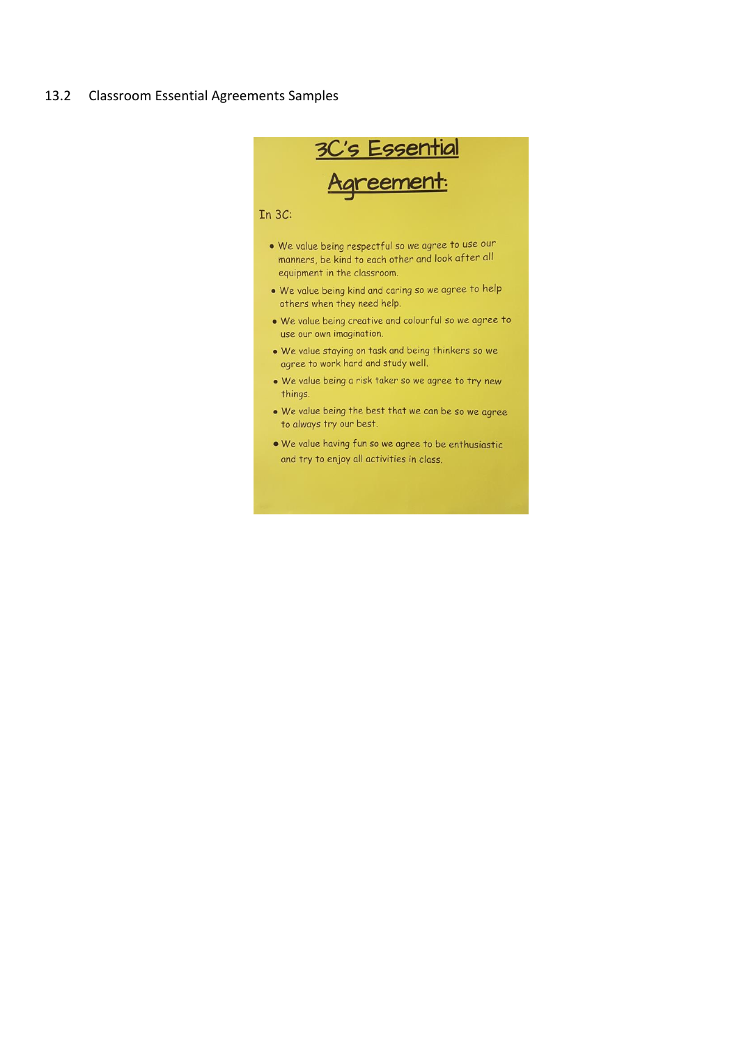## 13.2 Classroom Essential Agreements Samples

# 3C's Essential Agreement:

In 3C:

- We value being respectful so we agree to use our manners, be kind to each other and look after all equipment in the classroom.
- We value being kind and caring so we agree to help others when they need help.
- We value being creative and colourful so we agree to use our own imagination.
- We value staying on task and being thinkers so we agree to work hard and study well.
- We value being a risk taker so we agree to try new things.
- We value being the best that we can be so we agree to always try our best.
- We value having fun so we agree to be enthusiastic and try to enjoy all activities in class.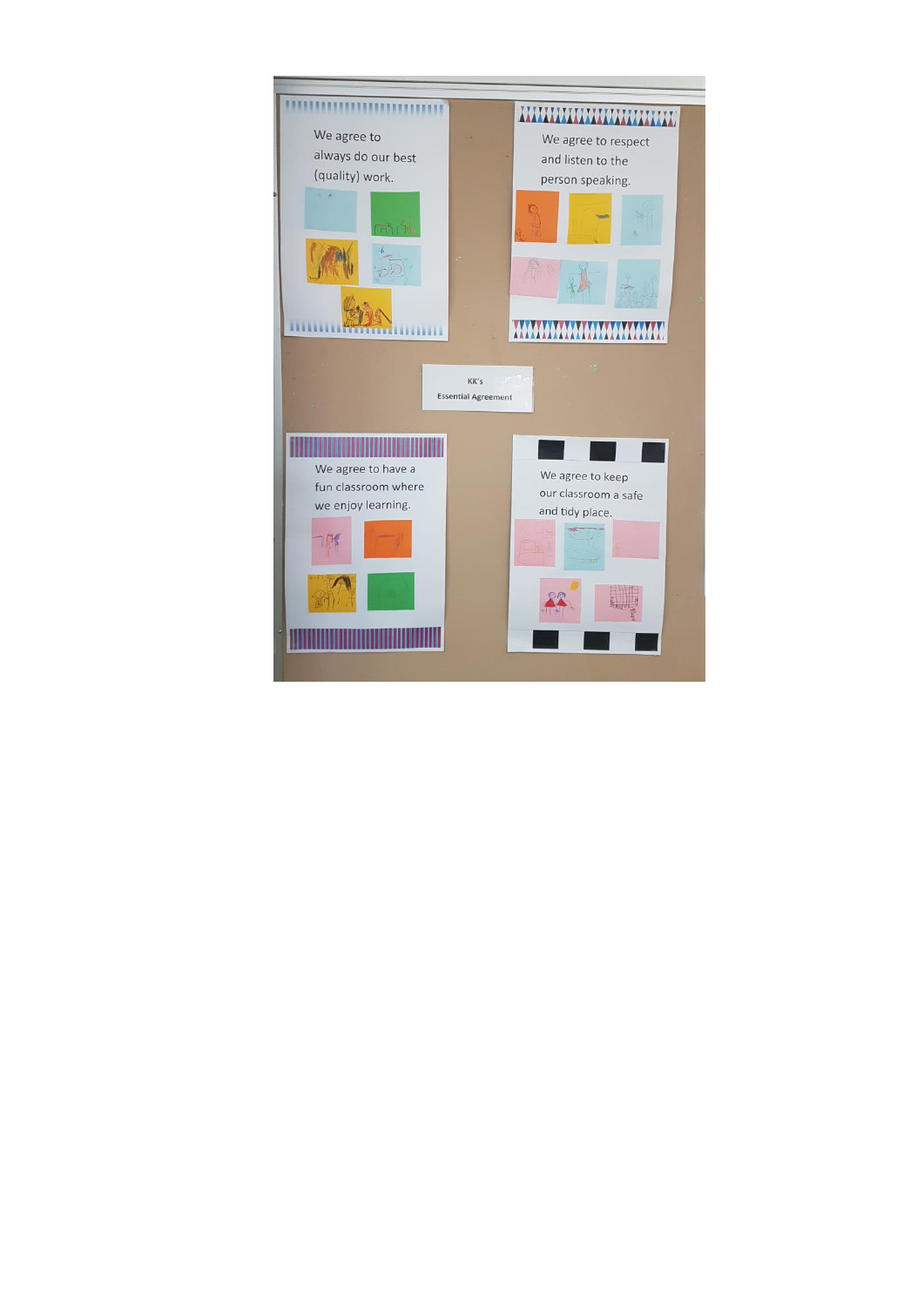We agree to always do our best (quality) work.

We agree to respect and listen to the person speaking.

KK's
Essential Agreement

We agree to have a fun classroom where we enjoy learning.

We agree to keep our classroom a safe and tidy place.